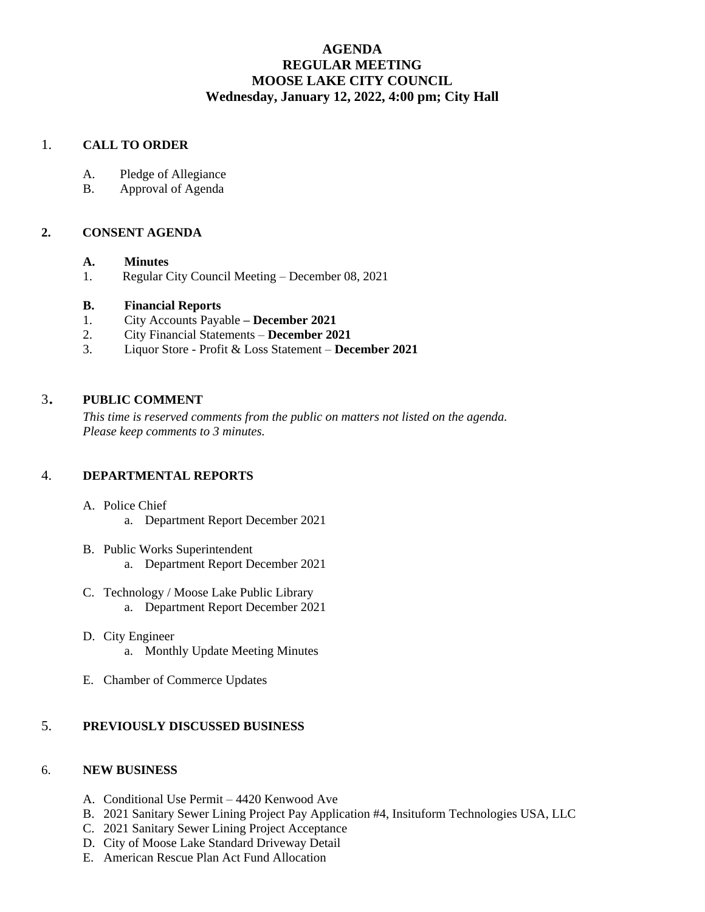# AGENDA
# REGULAR MEETING
# MOOSE LAKE CITY COUNCIL
# Wednesday, January 12, 2022, 4:00 pm; City Hall

## 1. CALL TO ORDER

A. Pledge of Allegiance
B. Approval of Agenda

## 2. CONSENT AGENDA

**A. Minutes**

1. Regular City Council Meeting – December 08, 2021

**B. Financial Reports**

1. City Accounts Payable **– December 2021**
2. City Financial Statements – **December 2021**
3. Liquor Store - Profit & Loss Statement – **December 2021**

## 3. PUBLIC COMMENT

*This time is reserved comments from the public on matters not listed on the agenda. Please keep comments to 3 minutes.*

## 4. DEPARTMENTAL REPORTS

A. Police Chief
   a. Department Report December 2021

B. Public Works Superintendent
   a. Department Report December 2021

C. Technology / Moose Lake Public Library
   a. Department Report December 2021

D. City Engineer
   a. Monthly Update Meeting Minutes

E. Chamber of Commerce Updates

## 5. PREVIOUSLY DISCUSSED BUSINESS

## 6. NEW BUSINESS

A. Conditional Use Permit – 4420 Kenwood Ave
B. 2021 Sanitary Sewer Lining Project Pay Application #4, Insituform Technologies USA, LLC
C. 2021 Sanitary Sewer Lining Project Acceptance
D. City of Moose Lake Standard Driveway Detail
E. American Rescue Plan Act Fund Allocation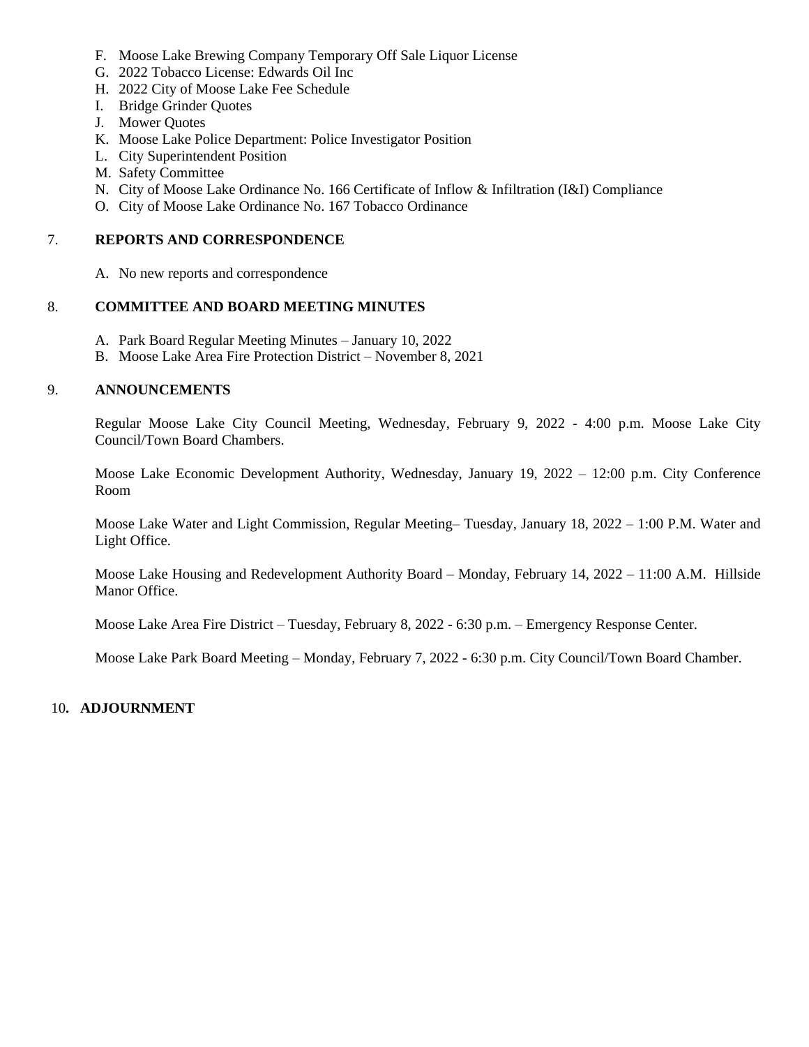F. Moose Lake Brewing Company Temporary Off Sale Liquor License
G. 2022 Tobacco License: Edwards Oil Inc
H. 2022 City of Moose Lake Fee Schedule
I. Bridge Grinder Quotes
J. Mower Quotes
K. Moose Lake Police Department: Police Investigator Position
L. City Superintendent Position
M. Safety Committee
N. City of Moose Lake Ordinance No. 166 Certificate of Inflow & Infiltration (I&I) Compliance
O. City of Moose Lake Ordinance No. 167 Tobacco Ordinance

7. **REPORTS AND CORRESPONDENCE**

A. No new reports and correspondence

8. **COMMITTEE AND BOARD MEETING MINUTES**

A. Park Board Regular Meeting Minutes – January 10, 2022
B. Moose Lake Area Fire Protection District – November 8, 2021

9. **ANNOUNCEMENTS**

Regular Moose Lake City Council Meeting, Wednesday, February 9, 2022 - 4:00 p.m. Moose Lake City Council/Town Board Chambers.

Moose Lake Economic Development Authority, Wednesday, January 19, 2022 – 12:00 p.m. City Conference Room

Moose Lake Water and Light Commission, Regular Meeting– Tuesday, January 18, 2022 – 1:00 P.M. Water and Light Office.

Moose Lake Housing and Redevelopment Authority Board – Monday, February 14, 2022 – 11:00 A.M. Hillside Manor Office.

Moose Lake Area Fire District – Tuesday, February 8, 2022 - 6:30 p.m. – Emergency Response Center.

Moose Lake Park Board Meeting – Monday, February 7, 2022 - 6:30 p.m. City Council/Town Board Chamber.

10**. ADJOURNMENT**